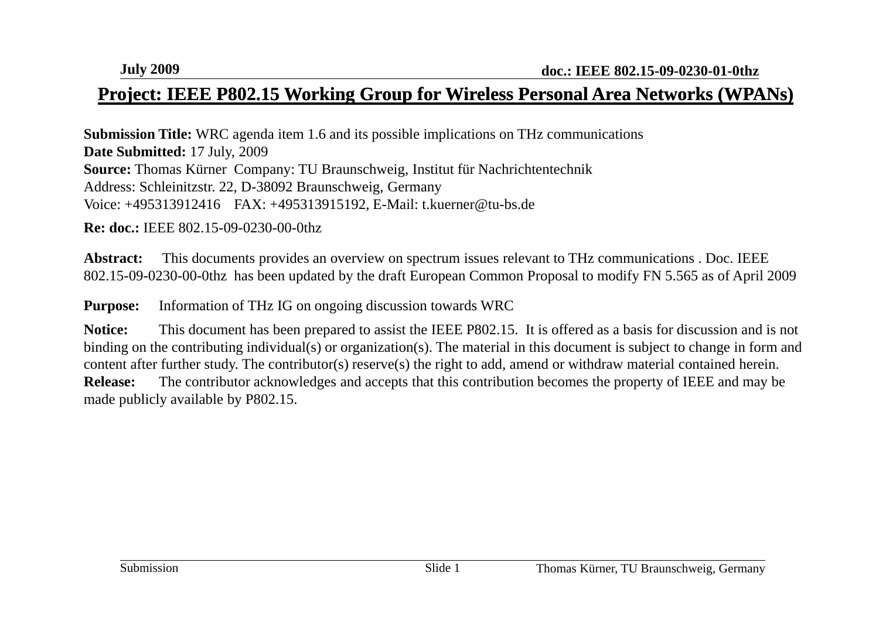# Project: IEEE P802.15 Working Group for Wireless Personal Area Networks (WPANs)

**Submission Title:** WRC agenda item 1.6 and its possible implications on THz communications
**Date Submitted:** 17 July, 2009
**Source:** Thomas Kürner Company: TU Braunschweig, Institut für Nachrichtentechnik
Address: Schleinitzstr. 22, D-38092 Braunschweig, Germany
Voice: +495313912416 FAX: +495313915192, E-Mail: t.kuerner@tu-bs.de

**Re: doc.:** IEEE 802.15-09-0230-00-0thz

**Abstract:** This documents provides an overview on spectrum issues relevant to THz communications . Doc. IEEE 802.15-09-0230-00-0thz has been updated by the draft European Common Proposal to modify FN 5.565 as of April 2009

**Purpose:** Information of THz IG on ongoing discussion towards WRC

**Notice:** This document has been prepared to assist the IEEE P802.15. It is offered as a basis for discussion and is not binding on the contributing individual(s) or organization(s). The material in this document is subject to change in form and content after further study. The contributor(s) reserve(s) the right to add, amend or withdraw material contained herein.
**Release:** The contributor acknowledges and accepts that this contribution becomes the property of IEEE and may be made publicly available by P802.15.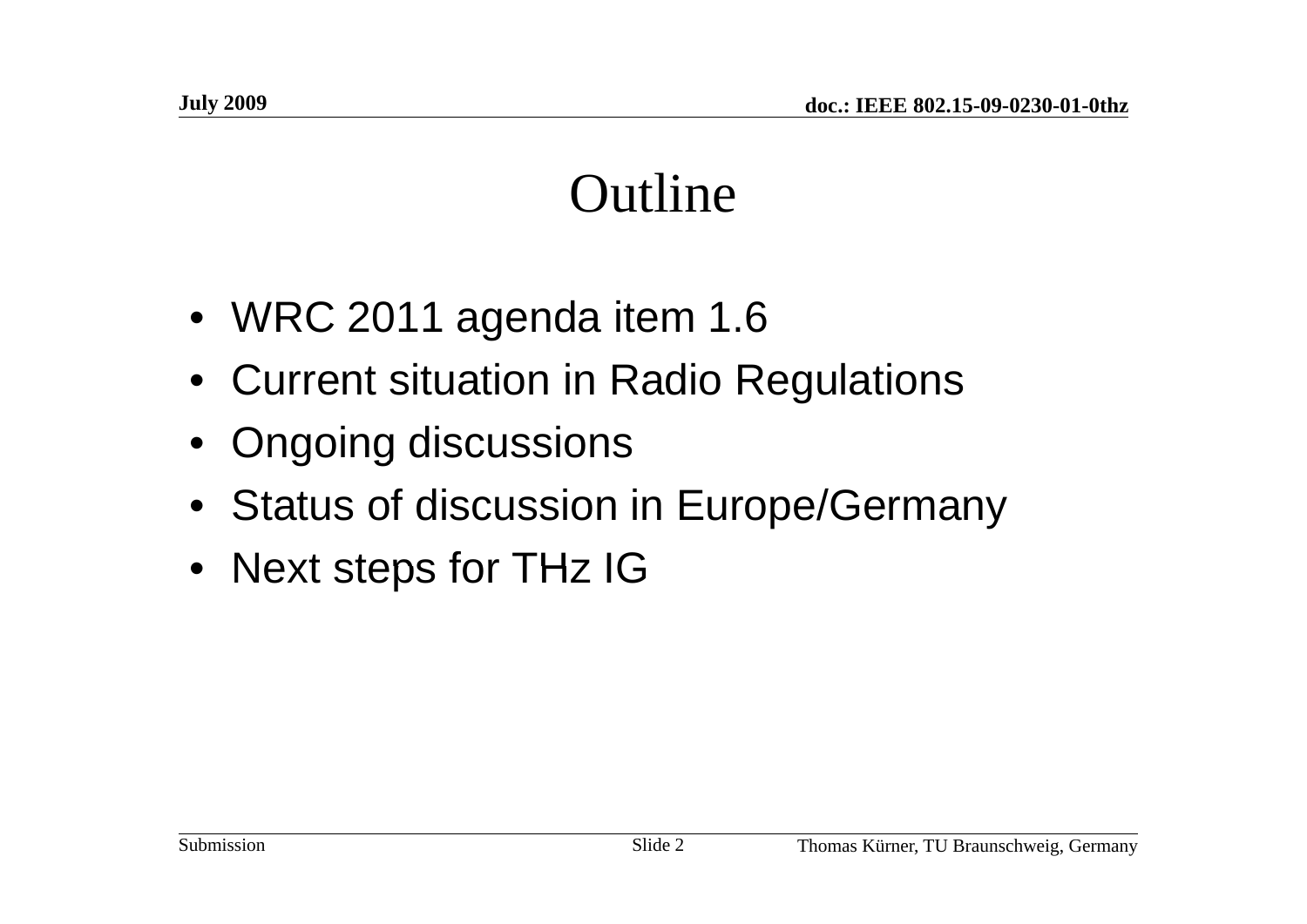# Outline

- WRC 2011 agenda item 1.6
- Current situation in Radio Regulations
- Ongoing discussions
- Status of discussion in Europe/Germany
- Next steps for THz IG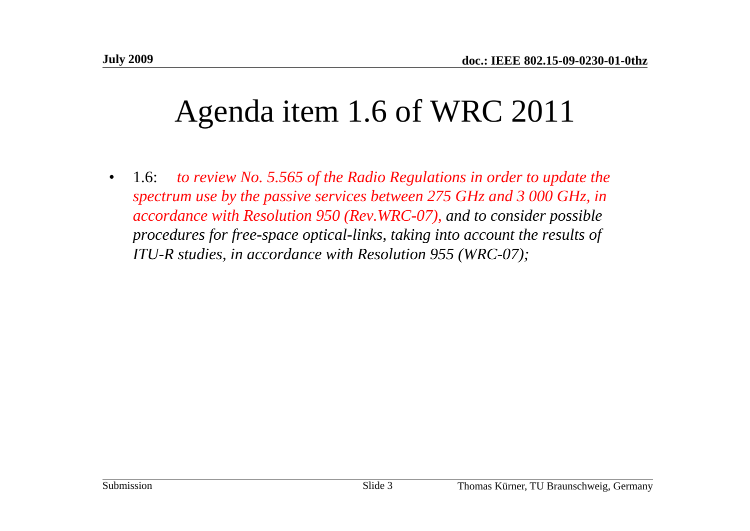# Agenda item 1.6 of WRC 2011

- 1.6: *to review No. 5.565 of the Radio Regulations in order to update the spectrum use by the passive services between 275 GHz and 3 000 GHz, in accordance with Resolution 950 (Rev.WRC-07), and to consider possible procedures for free-space optical-links, taking into account the results of ITU-R studies, in accordance with Resolution 955 (WRC-07);*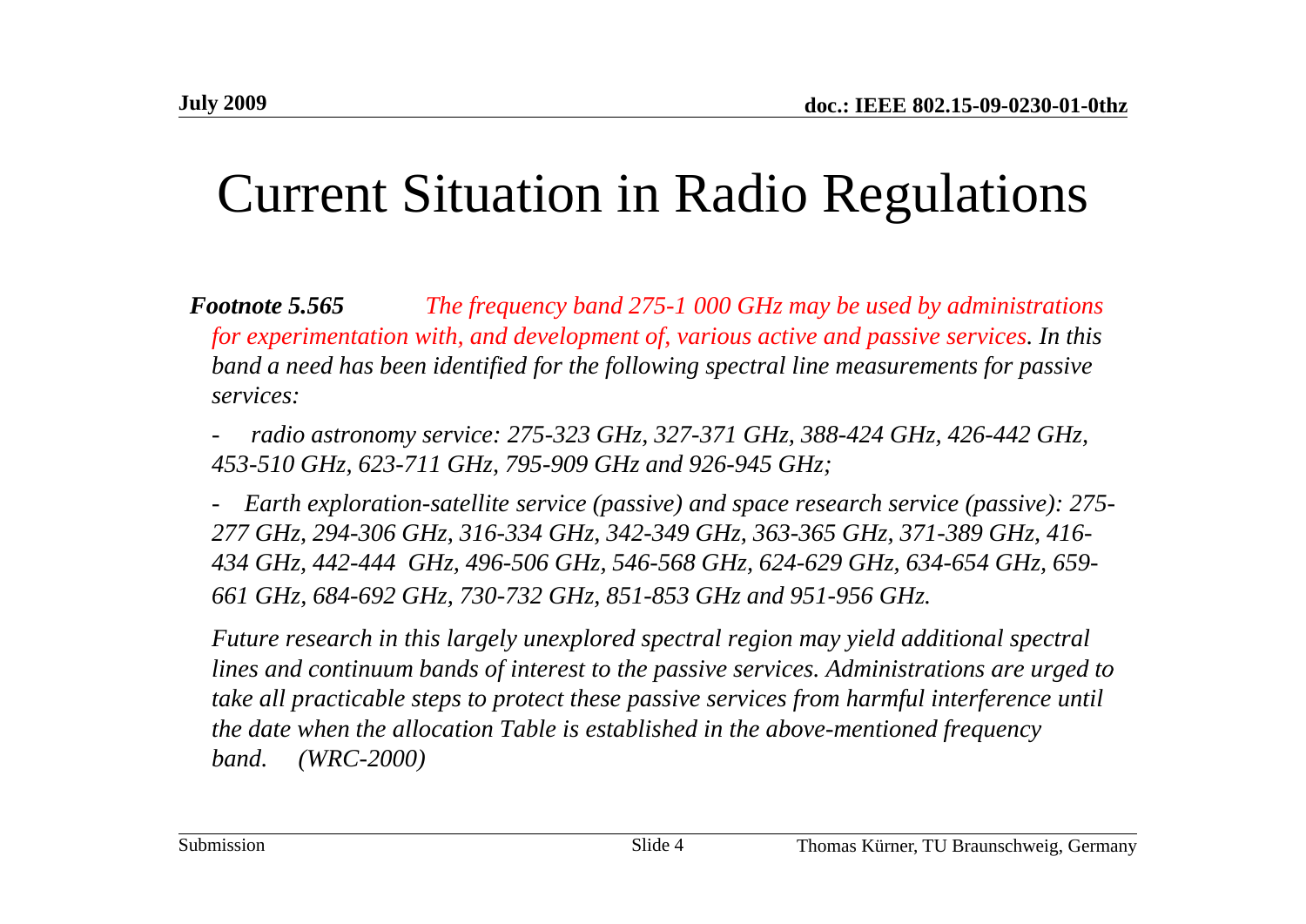# Current Situation in Radio Regulations

***Footnote 5.565*** *The frequency band 275-1 000 GHz may be used by administrations for experimentation with, and development of, various active and passive services. In this band a need has been identified for the following spectral line measurements for passive services:*

- *radio astronomy service: 275-323 GHz, 327-371 GHz, 388-424 GHz, 426-442 GHz, 453-510 GHz, 623-711 GHz, 795-909 GHz and 926-945 GHz;*
- *Earth exploration-satellite service (passive) and space research service (passive): 275-277 GHz, 294-306 GHz, 316-334 GHz, 342-349 GHz, 363-365 GHz, 371-389 GHz, 416-434 GHz, 442-444 GHz, 496-506 GHz, 546-568 GHz, 624-629 GHz, 634-654 GHz, 659-661 GHz, 684-692 GHz, 730-732 GHz, 851-853 GHz and 951-956 GHz.*

*Future research in this largely unexplored spectral region may yield additional spectral lines and continuum bands of interest to the passive services. Administrations are urged to take all practicable steps to protect these passive services from harmful interference until the date when the allocation Table is established in the above-mentioned frequency band. (WRC-2000)*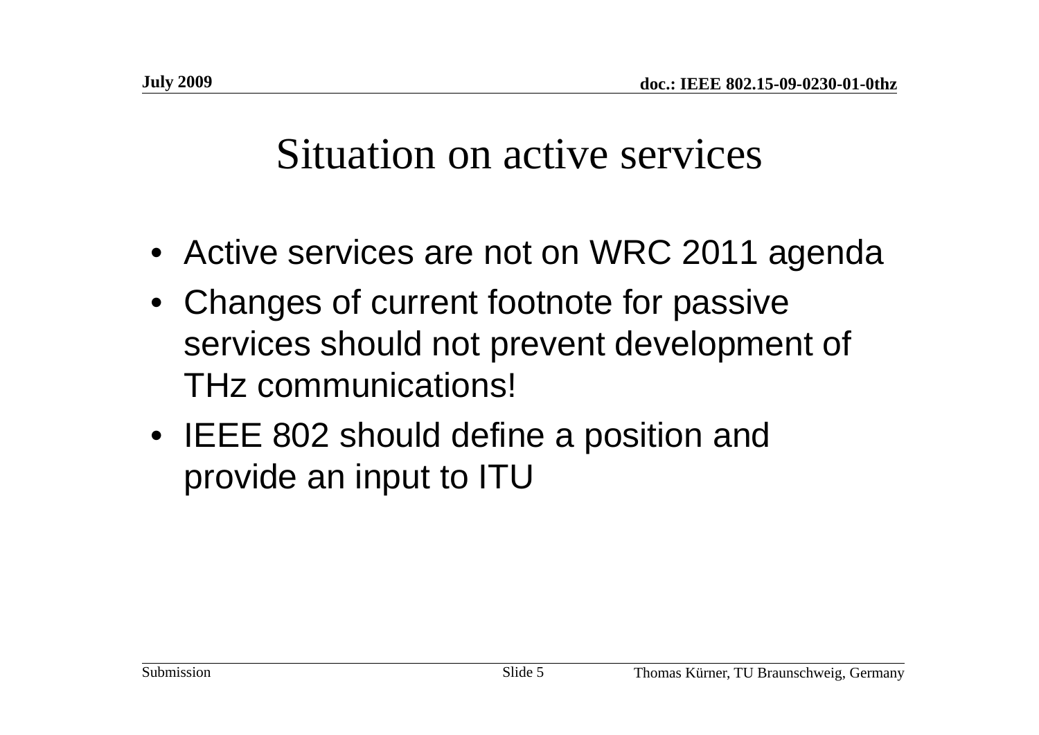# Situation on active services

- Active services are not on WRC 2011 agenda
- Changes of current footnote for passive services should not prevent development of THz communications!
- IEEE 802 should define a position and provide an input to ITU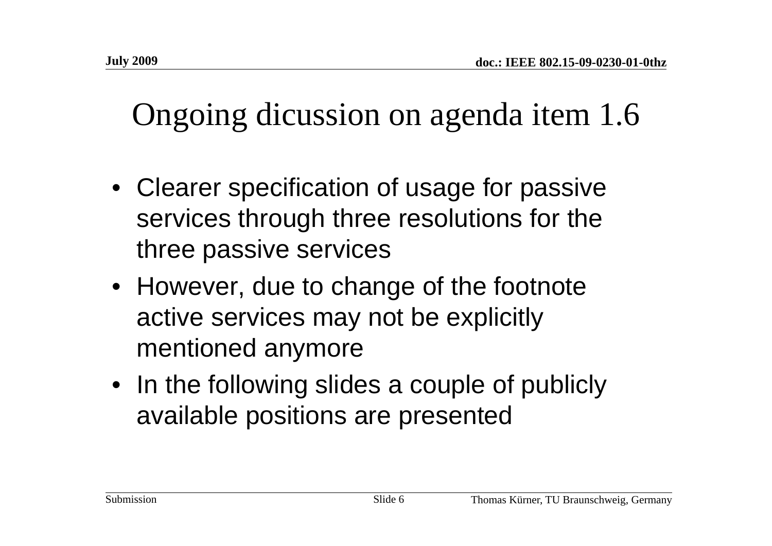# Ongoing dicussion on agenda item 1.6

- Clearer specification of usage for passive services through three resolutions for the three passive services
- However, due to change of the footnote active services may not be explicitly mentioned anymore
- In the following slides a couple of publicly available positions are presented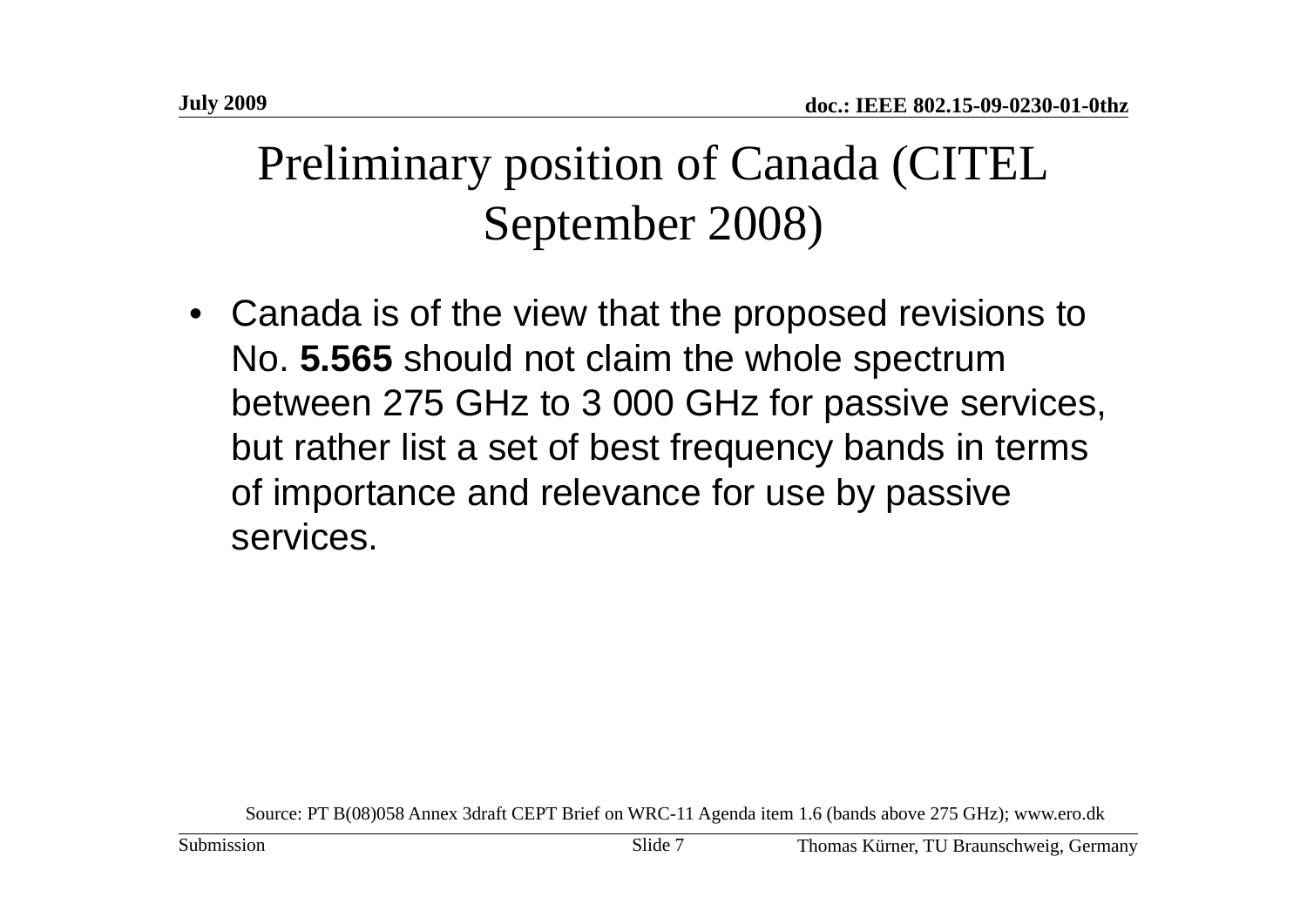# Preliminary position of Canada (CITEL September 2008)

- Canada is of the view that the proposed revisions to No. **5.565** should not claim the whole spectrum between 275 GHz to 3 000 GHz for passive services, but rather list a set of best frequency bands in terms of importance and relevance for use by passive services.

Source: PT B(08)058 Annex 3draft CEPT Brief on WRC-11 Agenda item 1.6 (bands above 275 GHz); www.ero.dk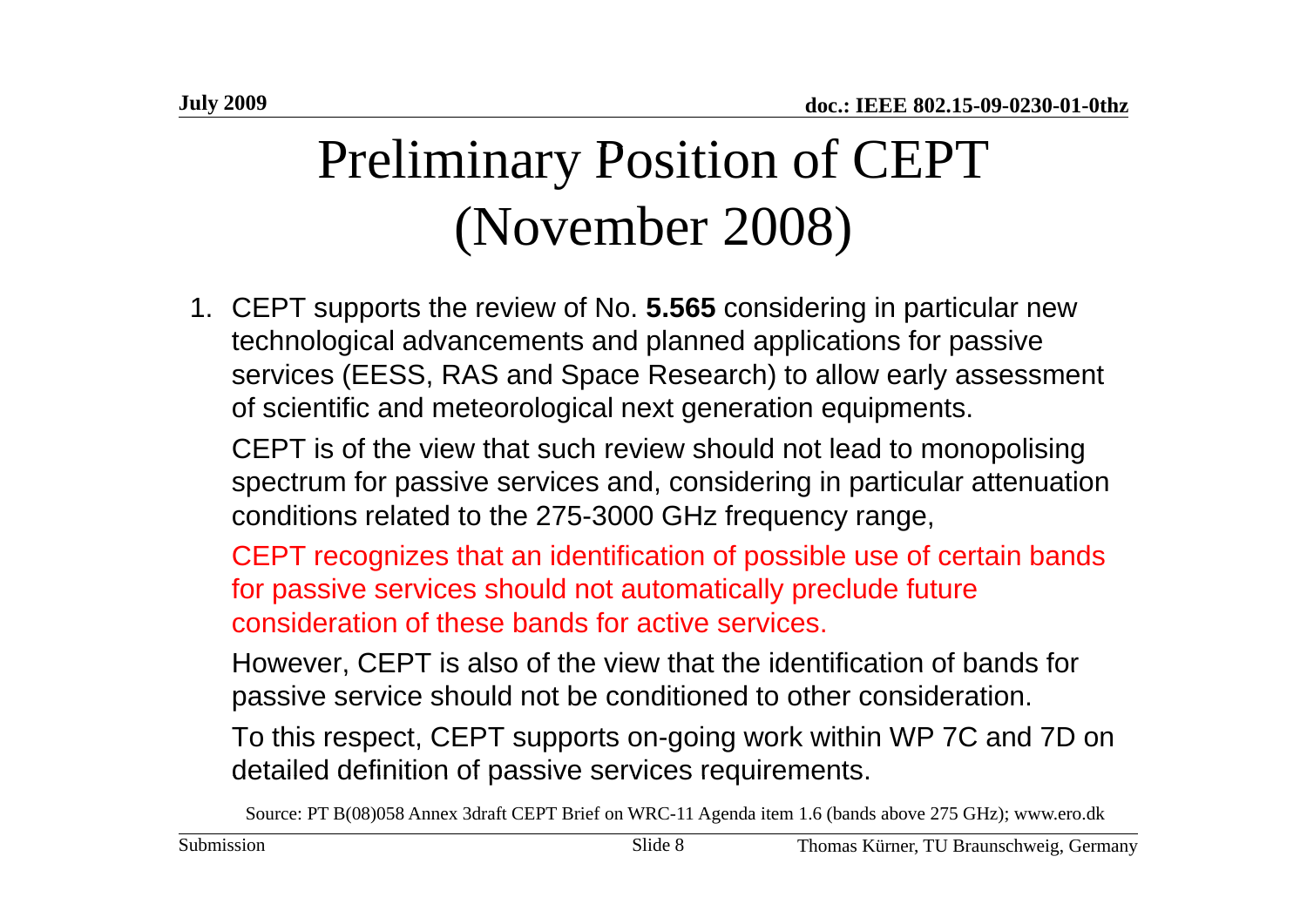# Preliminary Position of CEPT (November 2008)

1. CEPT supports the review of No. **5.565** considering in particular new technological advancements and planned applications for passive services (EESS, RAS and Space Research) to allow early assessment of scientific and meteorological next generation equipments.

   CEPT is of the view that such review should not lead to monopolising spectrum for passive services and, considering in particular attenuation conditions related to the 275-3000 GHz frequency range,

   CEPT recognizes that an identification of possible use of certain bands for passive services should not automatically preclude future consideration of these bands for active services.

   However, CEPT is also of the view that the identification of bands for passive service should not be conditioned to other consideration.

   To this respect, CEPT supports on-going work within WP 7C and 7D on detailed definition of passive services requirements.

Source: PT B(08)058 Annex 3draft CEPT Brief on WRC-11 Agenda item 1.6 (bands above 275 GHz); www.ero.dk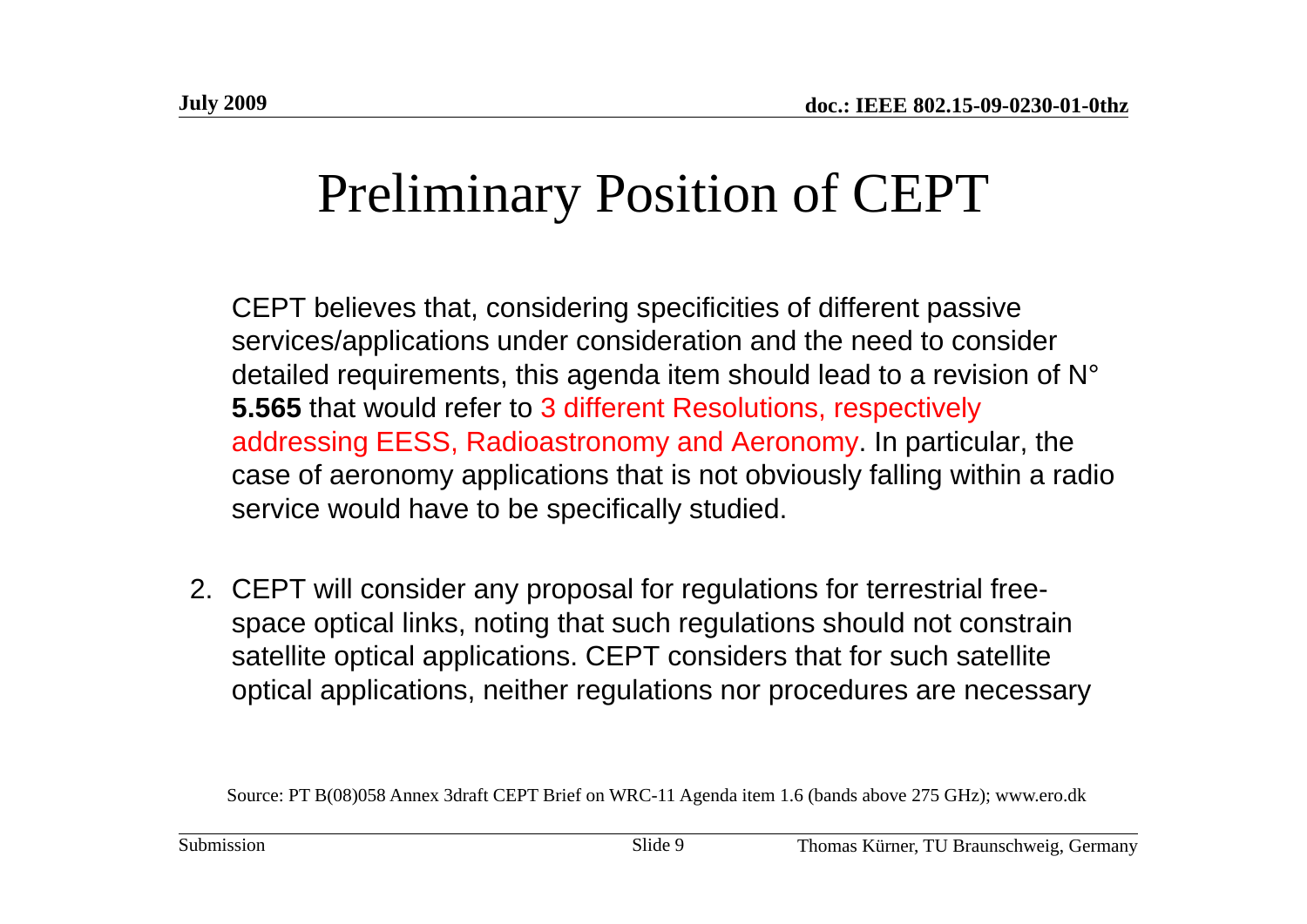# Preliminary Position of CEPT

CEPT believes that, considering specificities of different passive services/applications under consideration and the need to consider detailed requirements, this agenda item should lead to a revision of N° **5.565** that would refer to 3 different Resolutions, respectively addressing EESS, Radioastronomy and Aeronomy. In particular, the case of aeronomy applications that is not obviously falling within a radio service would have to be specifically studied.

2. CEPT will consider any proposal for regulations for terrestrial free-space optical links, noting that such regulations should not constrain satellite optical applications. CEPT considers that for such satellite optical applications, neither regulations nor procedures are necessary

Source: PT B(08)058 Annex 3draft CEPT Brief on WRC-11 Agenda item 1.6 (bands above 275 GHz); www.ero.dk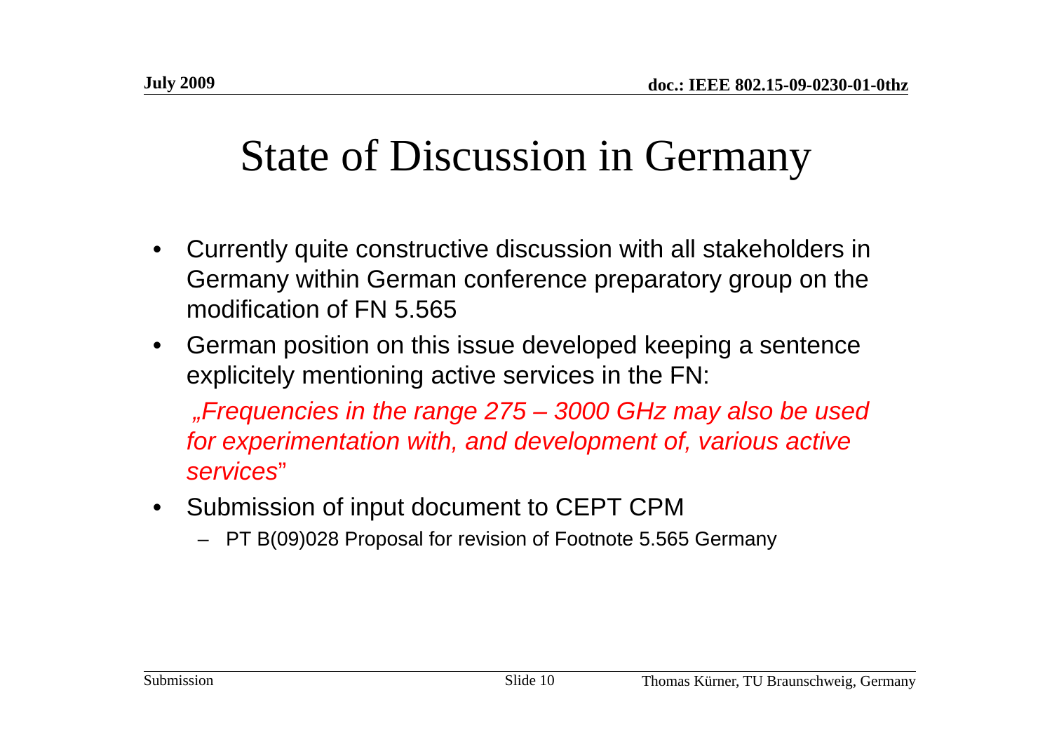# State of Discussion in Germany

- Currently quite constructive discussion with all stakeholders in Germany within German conference preparatory group on the modification of FN 5.565
- German position on this issue developed keeping a sentence explicitely mentioning active services in the FN:

  *„Frequencies in the range 275 – 3000 GHz may also be used for experimentation with, and development of, various active services*"

- Submission of input document to CEPT CPM
  - PT B(09)028 Proposal for revision of Footnote 5.565 Germany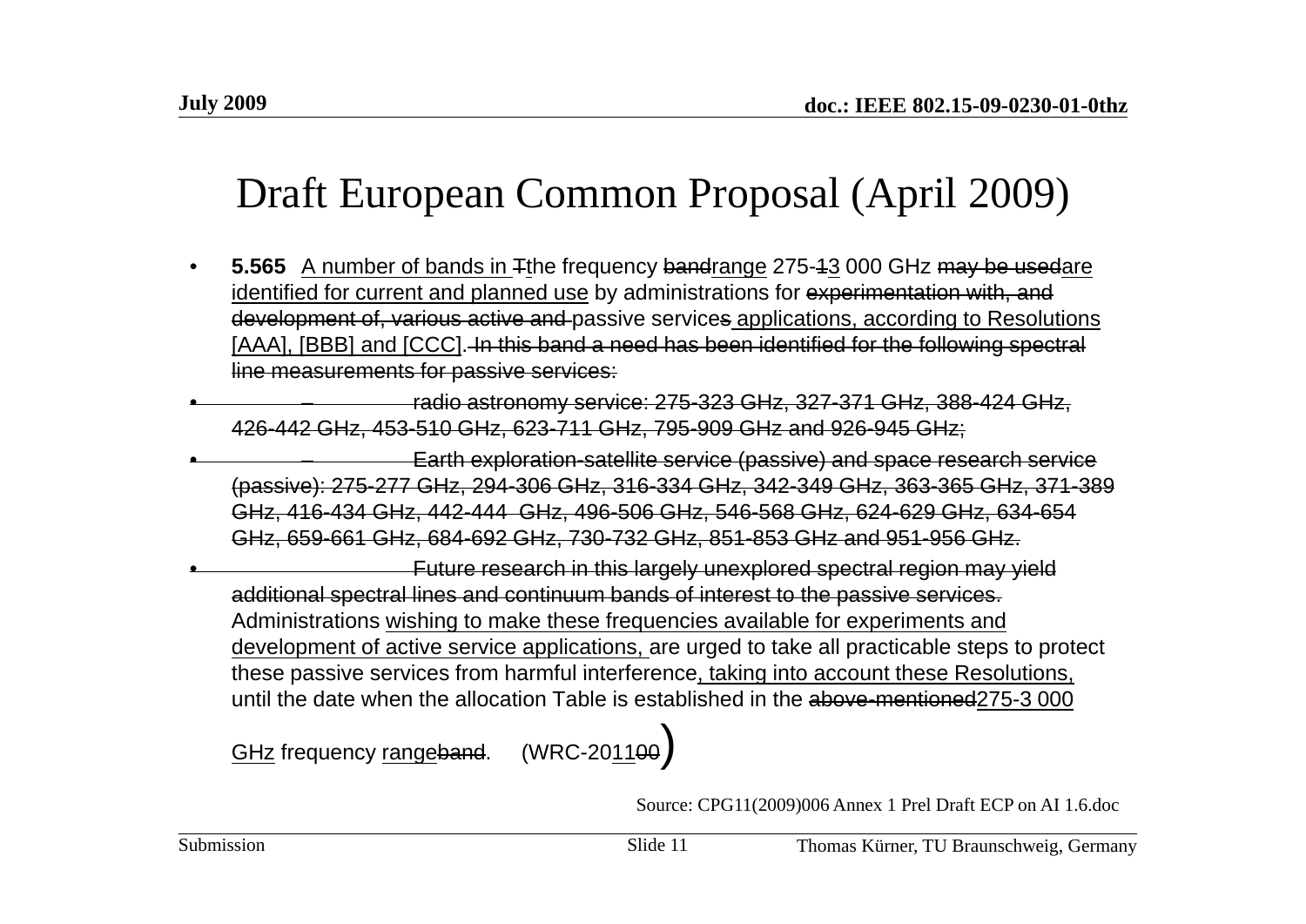# Draft European Common Proposal (April 2009)

- **5.565** <u>A number of bands in </u>~~T~~<u>t</u>he frequency ~~band~~<u>range</u> 275-~~1~~<u>3</u> 000 GHz ~~may be used~~<u>are identified for current and planned use</u> by administrations for ~~experimentation with, and development of, various active and~~ passive service~~s~~ <u>applications, according to Resolutions [AAA], [BBB] and [CCC]</u>. ~~In this band a need has been identified for the following spectral line measurements for passive services:~~
- ~~– radio astronomy service: 275-323 GHz, 327-371 GHz, 388-424 GHz, 426-442 GHz, 453-510 GHz, 623-711 GHz, 795-909 GHz and 926-945 GHz;~~
- ~~– Earth exploration-satellite service (passive) and space research service (passive): 275-277 GHz, 294-306 GHz, 316-334 GHz, 342-349 GHz, 363-365 GHz, 371-389 GHz, 416-434 GHz, 442-444 GHz, 496-506 GHz, 546-568 GHz, 624-629 GHz, 634-654 GHz, 659-661 GHz, 684-692 GHz, 730-732 GHz, 851-853 GHz and 951-956 GHz.~~
- ~~Future research in this largely unexplored spectral region may yield additional spectral lines and continuum bands of interest to the passive services.~~ Administrations <u>wishing to make these frequencies available for experiments and development of active service applications, </u>are urged to take all practicable steps to protect these passive services from harmful interference<u>, taking into account these Resolutions,</u> until the date when the allocation Table is established in the ~~above-mentioned~~<u>275-3 000 GHz</u> frequency <u>range</u>~~band~~. (WRC-20<u>11</u>~~00~~)

Source: CPG11(2009)006 Annex 1 Prel Draft ECP on AI 1.6.doc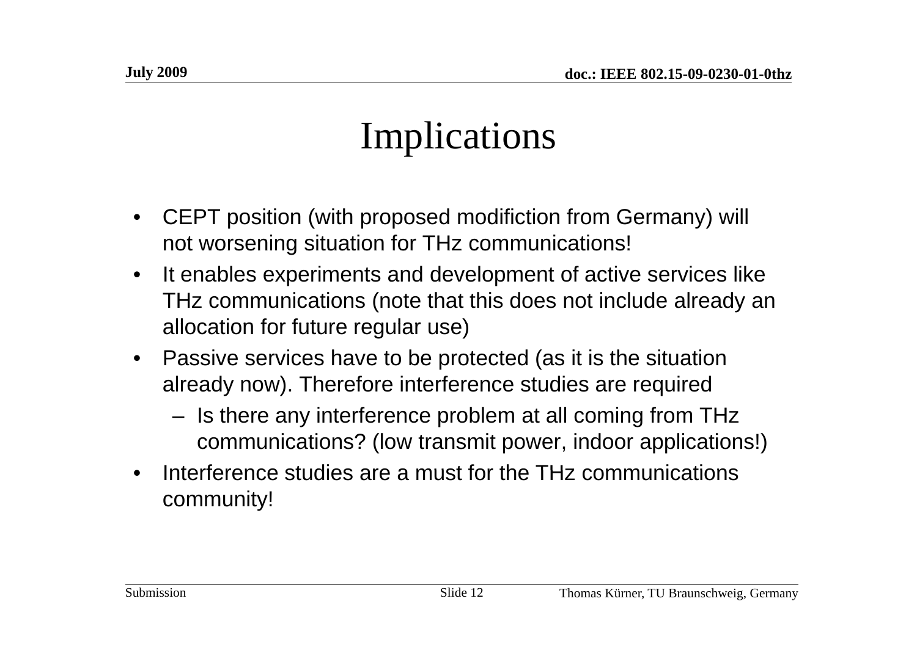# Implications

- CEPT position (with proposed modifiction from Germany) will not worsening situation for THz communications!
- It enables experiments and development of active services like THz communications (note that this does not include already an allocation for future regular use)
- Passive services have to be protected (as it is the situation already now). Therefore interference studies are required
  - Is there any interference problem at all coming from THz communications? (low transmit power, indoor applications!)
- Interference studies are a must for the THz communications community!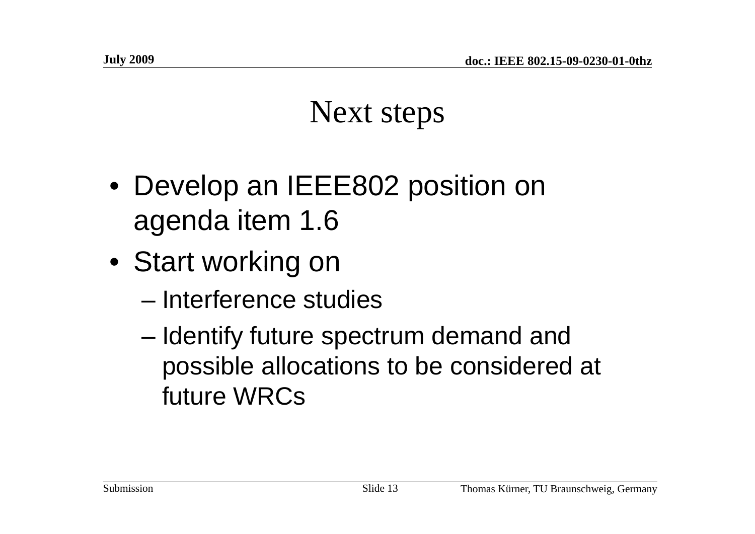# Next steps

- Develop an IEEE802 position on agenda item 1.6
- Start working on
  - Interference studies
  - Identify future spectrum demand and possible allocations to be considered at future WRCs